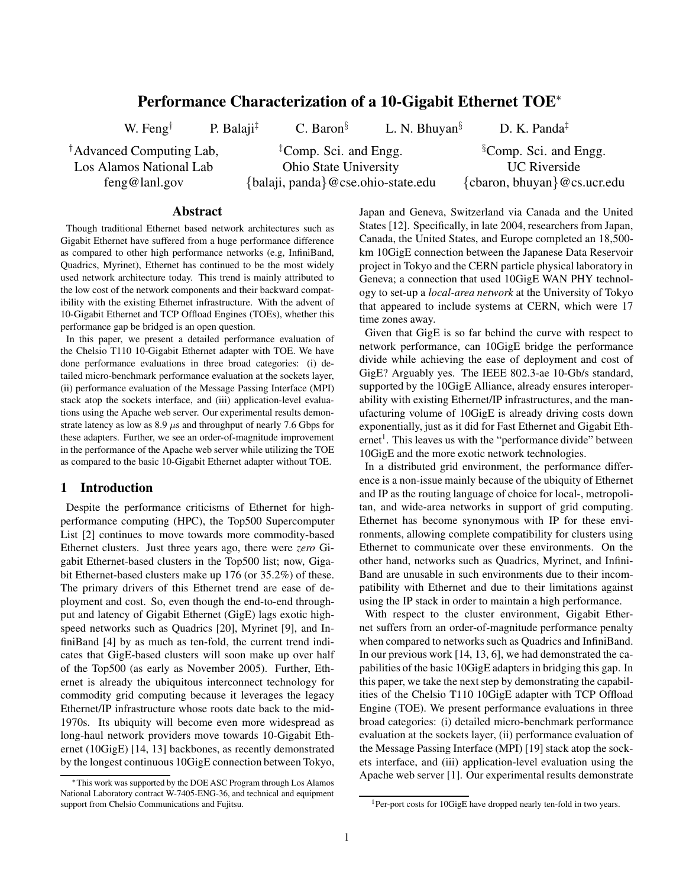# Performance Characterization of a 10-Gigabit Ethernet TOE*

W. Feng[†] P. Balaji[‡] C. Baron[§] L. N. Bhuyan[§] D. K. Panda[‡]

[†]Advanced Computing Lab, Los Alamos National Lab feng@lanl.gov

[‡]Comp. Sci. and Engg. Ohio State University {balaji, panda}@cse.ohio-state.edu

[§]Comp. Sci. and Engg. UC Riverside {cbaron, bhuyan}@cs.ucr.edu

## Abstract

Though traditional Ethernet based network architectures such as Gigabit Ethernet have suffered from a huge performance difference as compared to other high performance networks (e.g, InfiniBand, Quadrics, Myrinet), Ethernet has continued to be the most widely used network architecture today. This trend is mainly attributed to the low cost of the network components and their backward compatibility with the existing Ethernet infrastructure. With the advent of 10-Gigabit Ethernet and TCP Offload Engines (TOEs), whether this performance gap be bridged is an open question.

In this paper, we present a detailed performance evaluation of the Chelsio T110 10-Gigabit Ethernet adapter with TOE. We have done performance evaluations in three broad categories: (i) detailed micro-benchmark performance evaluation at the sockets layer, (ii) performance evaluation of the Message Passing Interface (MPI) stack atop the sockets interface, and (iii) application-level evaluations using the Apache web server. Our experimental results demonstrate latency as low as 8.9 $\mu$s and throughput of nearly 7.6 Gbps for these adapters. Further, we see an order-of-magnitude improvement in the performance of the Apache web server while utilizing the TOE as compared to the basic 10-Gigabit Ethernet adapter without TOE.

## 1 Introduction

Despite the performance criticisms of Ethernet for high-performance computing (HPC), the Top500 Supercomputer List [2] continues to move towards more commodity-based Ethernet clusters. Just three years ago, there were *zero* Gigabit Ethernet-based clusters in the Top500 list; now, Gigabit Ethernet-based clusters make up 176 (or 35.2%) of these. The primary drivers of this Ethernet trend are ease of deployment and cost. So, even though the end-to-end throughput and latency of Gigabit Ethernet (GigE) lags exotic high-speed networks such as Quadrics [20], Myrinet [9], and InfiniBand [4] by as much as ten-fold, the current trend indicates that GigE-based clusters will soon make up over half of the Top500 (as early as November 2005). Further, Ethernet is already the ubiquitous interconnect technology for commodity grid computing because it leverages the legacy Ethernet/IP infrastructure whose roots date back to the mid-1970s. Its ubiquity will become even more widespread as long-haul network providers move towards 10-Gigabit Ethernet (10GigE) [14, 13] backbones, as recently demonstrated by the longest continuous 10GigE connection between Tokyo, Japan and Geneva, Switzerland via Canada and the United States [12]. Specifically, in late 2004, researchers from Japan, Canada, the United States, and Europe completed an 18,500-km 10GigE connection between the Japanese Data Reservoir project in Tokyo and the CERN particle physical laboratory in Geneva; a connection that used 10GigE WAN PHY technology to set-up a *local-area network* at the University of Tokyo that appeared to include systems at CERN, which were 17 time zones away.

Given that GigE is so far behind the curve with respect to network performance, can 10GigE bridge the performance divide while achieving the ease of deployment and cost of GigE? Arguably yes. The IEEE 802.3-ae 10-Gb/s standard, supported by the 10GigE Alliance, already ensures interoperability with existing Ethernet/IP infrastructures, and the manufacturing volume of 10GigE is already driving costs down exponentially, just as it did for Fast Ethernet and Gigabit Ethernet[1]. This leaves us with the "performance divide" between 10GigE and the more exotic network technologies.

In a distributed grid environment, the performance difference is a non-issue mainly because of the ubiquity of Ethernet and IP as the routing language of choice for local-, metropolitan, and wide-area networks in support of grid computing. Ethernet has become synonymous with IP for these environments, allowing complete compatibility for clusters using Ethernet to communicate over these environments. On the other hand, networks such as Quadrics, Myrinet, and InfiniBand are unusable in such environments due to their incompatibility with Ethernet and due to their limitations against using the IP stack in order to maintain a high performance.

With respect to the cluster environment, Gigabit Ethernet suffers from an order-of-magnitude performance penalty when compared to networks such as Quadrics and InfiniBand. In our previous work [14, 13, 6], we had demonstrated the capabilities of the basic 10GigE adapters in bridging this gap. In this paper, we take the next step by demonstrating the capabilities of the Chelsio T110 10GigE adapter with TCP Offload Engine (TOE). We present performance evaluations in three broad categories: (i) detailed micro-benchmark performance evaluation at the sockets layer, (ii) performance evaluation of the Message Passing Interface (MPI) [19] stack atop the sockets interface, and (iii) application-level evaluation using the Apache web server [1]. Our experimental results demonstrate

*This work was supported by the DOE ASC Program through Los Alamos National Laboratory contract W-7405-ENG-36, and technical and equipment support from Chelsio Communications and Fujitsu.

[1]Per-port costs for 10GigE have dropped nearly ten-fold in two years.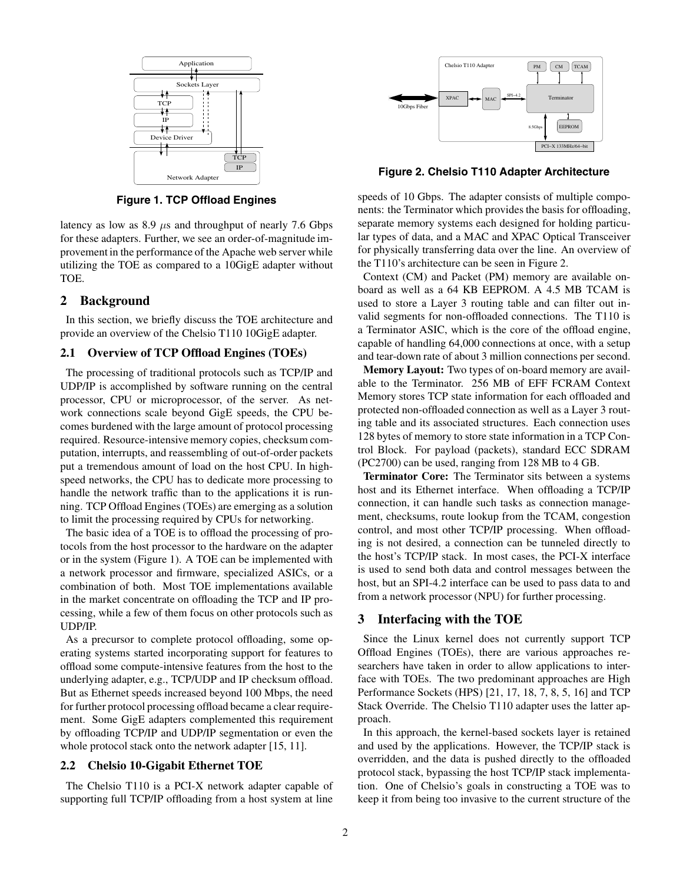Figure 1. TCP Offload Engines

latency as low as 8.9 $\mu$s and throughput of nearly 7.6 Gbps for these adapters. Further, we see an order-of-magnitude improvement in the performance of the Apache web server while utilizing the TOE as compared to a 10GigE adapter without TOE.

## 2 Background

In this section, we briefly discuss the TOE architecture and provide an overview of the Chelsio T110 10GigE adapter.

### 2.1 Overview of TCP Offload Engines (TOEs)

The processing of traditional protocols such as TCP/IP and UDP/IP is accomplished by software running on the central processor, CPU or microprocessor, of the server. As network connections scale beyond GigE speeds, the CPU becomes burdened with the large amount of protocol processing required. Resource-intensive memory copies, checksum computation, interrupts, and reassembling of out-of-order packets put a tremendous amount of load on the host CPU. In high-speed networks, the CPU has to dedicate more processing to handle the network traffic than to the applications it is running. TCP Offload Engines (TOEs) are emerging as a solution to limit the processing required by CPUs for networking.

The basic idea of a TOE is to offload the processing of protocols from the host processor to the hardware on the adapter or in the system (Figure 1). A TOE can be implemented with a network processor and firmware, specialized ASICs, or a combination of both. Most TOE implementations available in the market concentrate on offloading the TCP and IP processing, while a few of them focus on other protocols such as UDP/IP.

As a precursor to complete protocol offloading, some operating systems started incorporating support for features to offload some compute-intensive features from the host to the underlying adapter, e.g., TCP/UDP and IP checksum offload. But as Ethernet speeds increased beyond 100 Mbps, the need for further protocol processing offload became a clear requirement. Some GigE adapters complemented this requirement by offloading TCP/IP and UDP/IP segmentation or even the whole protocol stack onto the network adapter [15, 11].

### 2.2 Chelsio 10-Gigabit Ethernet TOE

The Chelsio T110 is a PCI-X network adapter capable of supporting full TCP/IP offloading from a host system at line speeds of 10 Gbps. The adapter consists of multiple components: the Terminator which provides the basis for offloading, separate memory systems each designed for holding particular types of data, and a MAC and XPAC Optical Transceiver for physically transferring data over the line. An overview of the T110's architecture can be seen in Figure 2.

Figure 2. Chelsio T110 Adapter Architecture

Context (CM) and Packet (PM) memory are available on-board as well as a 64 KB EEPROM. A 4.5 MB TCAM is used to store a Layer 3 routing table and can filter out invalid segments for non-offloaded connections. The T110 is a Terminator ASIC, which is the core of the offload engine, capable of handling 64,000 connections at once, with a setup and tear-down rate of about 3 million connections per second.

**Memory Layout:** Two types of on-board memory are available to the Terminator. 256 MB of EFF FCRAM Context Memory stores TCP state information for each offloaded and protected non-offloaded connection as well as a Layer 3 routing table and its associated structures. Each connection uses 128 bytes of memory to store state information in a TCP Control Block. For payload (packets), standard ECC SDRAM (PC2700) can be used, ranging from 128 MB to 4 GB.

**Terminator Core:** The Terminator sits between a systems host and its Ethernet interface. When offloading a TCP/IP connection, it can handle such tasks as connection management, checksums, route lookup from the TCAM, congestion control, and most other TCP/IP processing. When offloading is not desired, a connection can be tunneled directly to the host's TCP/IP stack. In most cases, the PCI-X interface is used to send both data and control messages between the host, but an SPI-4.2 interface can be used to pass data to and from a network processor (NPU) for further processing.

## 3 Interfacing with the TOE

Since the Linux kernel does not currently support TCP Offload Engines (TOEs), there are various approaches researchers have taken in order to allow applications to interface with TOEs. The two predominant approaches are High Performance Sockets (HPS) [21, 17, 18, 7, 8, 5, 16] and TCP Stack Override. The Chelsio T110 adapter uses the latter approach.

In this approach, the kernel-based sockets layer is retained and used by the applications. However, the TCP/IP stack is overridden, and the data is pushed directly to the offloaded protocol stack, bypassing the host TCP/IP stack implementation. One of Chelsio's goals in constructing a TOE was to keep it from being too invasive to the current structure of the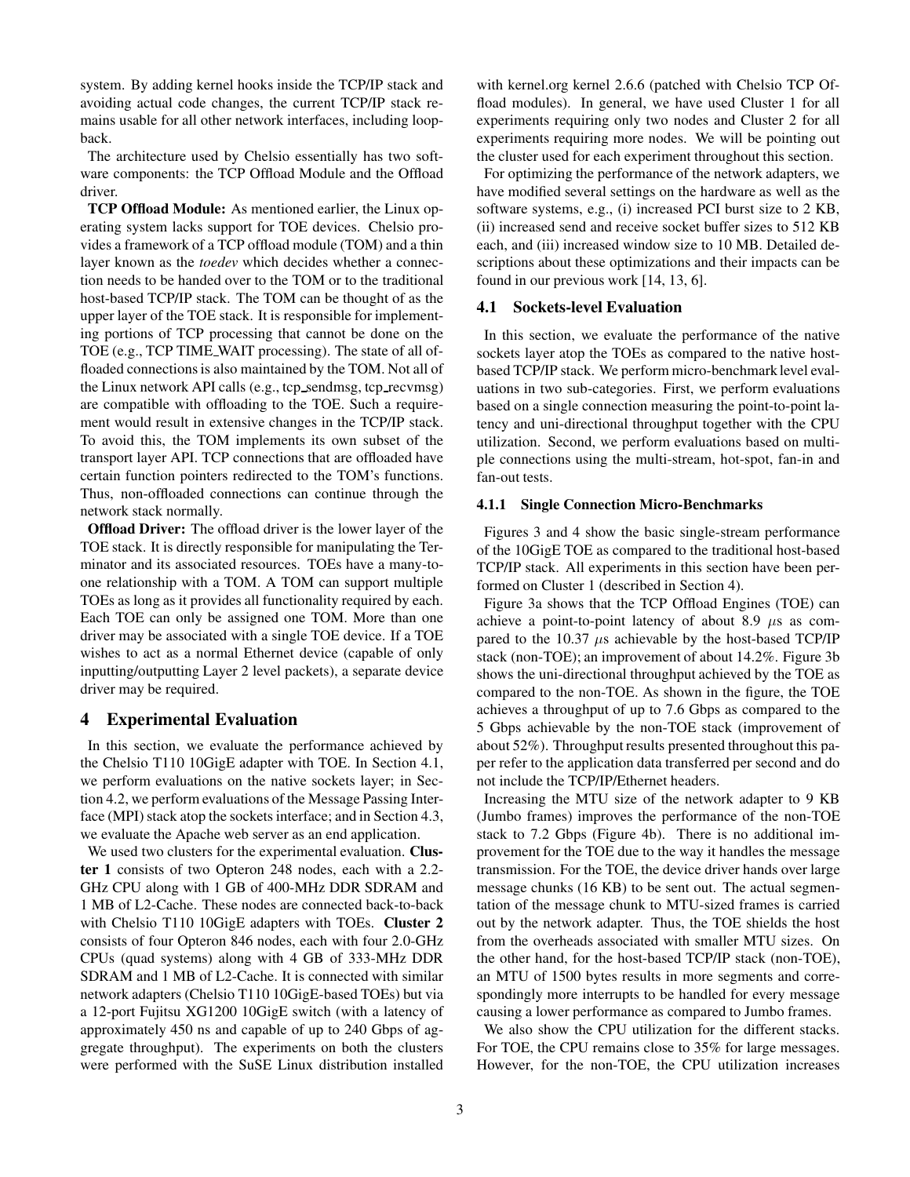system. By adding kernel hooks inside the TCP/IP stack and avoiding actual code changes, the current TCP/IP stack remains usable for all other network interfaces, including loopback.

The architecture used by Chelsio essentially has two software components: the TCP Offload Module and the Offload driver.

**TCP Offload Module:** As mentioned earlier, the Linux operating system lacks support for TOE devices. Chelsio provides a framework of a TCP offload module (TOM) and a thin layer known as the *toedev* which decides whether a connection needs to be handed over to the TOM or to the traditional host-based TCP/IP stack. The TOM can be thought of as the upper layer of the TOE stack. It is responsible for implementing portions of TCP processing that cannot be done on the TOE (e.g., TCP TIME_WAIT processing). The state of all offloaded connections is also maintained by the TOM. Not all of the Linux network API calls (e.g., tcp_sendmsg, tcp_recvmsg) are compatible with offloading to the TOE. Such a requirement would result in extensive changes in the TCP/IP stack. To avoid this, the TOM implements its own subset of the transport layer API. TCP connections that are offloaded have certain function pointers redirected to the TOM's functions. Thus, non-offloaded connections can continue through the network stack normally.

**Offload Driver:** The offload driver is the lower layer of the TOE stack. It is directly responsible for manipulating the Terminator and its associated resources. TOEs have a many-to-one relationship with a TOM. A TOM can support multiple TOEs as long as it provides all functionality required by each. Each TOE can only be assigned one TOM. More than one driver may be associated with a single TOE device. If a TOE wishes to act as a normal Ethernet device (capable of only inputting/outputting Layer 2 level packets), a separate device driver may be required.

# 4 Experimental Evaluation

In this section, we evaluate the performance achieved by the Chelsio T110 10GigE adapter with TOE. In Section 4.1, we perform evaluations on the native sockets layer; in Section 4.2, we perform evaluations of the Message Passing Interface (MPI) stack atop the sockets interface; and in Section 4.3, we evaluate the Apache web server as an end application.

We used two clusters for the experimental evaluation. **Cluster 1** consists of two Opteron 248 nodes, each with a 2.2-GHz CPU along with 1 GB of 400-MHz DDR SDRAM and 1 MB of L2-Cache. These nodes are connected back-to-back with Chelsio T110 10GigE adapters with TOEs. **Cluster 2** consists of four Opteron 846 nodes, each with four 2.0-GHz CPUs (quad systems) along with 4 GB of 333-MHz DDR SDRAM and 1 MB of L2-Cache. It is connected with similar network adapters (Chelsio T110 10GigE-based TOEs) but via a 12-port Fujitsu XG1200 10GigE switch (with a latency of approximately 450 ns and capable of up to 240 Gbps of aggregate throughput). The experiments on both the clusters were performed with the SuSE Linux distribution installed with kernel.org kernel 2.6.6 (patched with Chelsio TCP Offload modules). In general, we have used Cluster 1 for all experiments requiring only two nodes and Cluster 2 for all experiments requiring more nodes. We will be pointing out the cluster used for each experiment throughout this section.

For optimizing the performance of the network adapters, we have modified several settings on the hardware as well as the software systems, e.g., (i) increased PCI burst size to 2 KB, (ii) increased send and receive socket buffer sizes to 512 KB each, and (iii) increased window size to 10 MB. Detailed descriptions about these optimizations and their impacts can be found in our previous work [14, 13, 6].

## 4.1 Sockets-level Evaluation

In this section, we evaluate the performance of the native sockets layer atop the TOEs as compared to the native host-based TCP/IP stack. We perform micro-benchmark level evaluations in two sub-categories. First, we perform evaluations based on a single connection measuring the point-to-point latency and uni-directional throughput together with the CPU utilization. Second, we perform evaluations based on multiple connections using the multi-stream, hot-spot, fan-in and fan-out tests.

### 4.1.1 Single Connection Micro-Benchmarks

Figures 3 and 4 show the basic single-stream performance of the 10GigE TOE as compared to the traditional host-based TCP/IP stack. All experiments in this section have been performed on Cluster 1 (described in Section 4).

Figure 3a shows that the TCP Offload Engines (TOE) can achieve a point-to-point latency of about 8.9 $\mu$s as compared to the 10.37 $\mu$s achievable by the host-based TCP/IP stack (non-TOE); an improvement of about 14.2%. Figure 3b shows the uni-directional throughput achieved by the TOE as compared to the non-TOE. As shown in the figure, the TOE achieves a throughput of up to 7.6 Gbps as compared to the 5 Gbps achievable by the non-TOE stack (improvement of about 52%). Throughput results presented throughout this paper refer to the application data transferred per second and do not include the TCP/IP/Ethernet headers.

Increasing the MTU size of the network adapter to 9 KB (Jumbo frames) improves the performance of the non-TOE stack to 7.2 Gbps (Figure 4b). There is no additional improvement for the TOE due to the way it handles the message transmission. For the TOE, the device driver hands over large message chunks (16 KB) to be sent out. The actual segmentation of the message chunk to MTU-sized frames is carried out by the network adapter. Thus, the TOE shields the host from the overheads associated with smaller MTU sizes. On the other hand, for the host-based TCP/IP stack (non-TOE), an MTU of 1500 bytes results in more segments and correspondingly more interrupts to be handled for every message causing a lower performance as compared to Jumbo frames.

We also show the CPU utilization for the different stacks. For TOE, the CPU remains close to 35% for large messages. However, for the non-TOE, the CPU utilization increases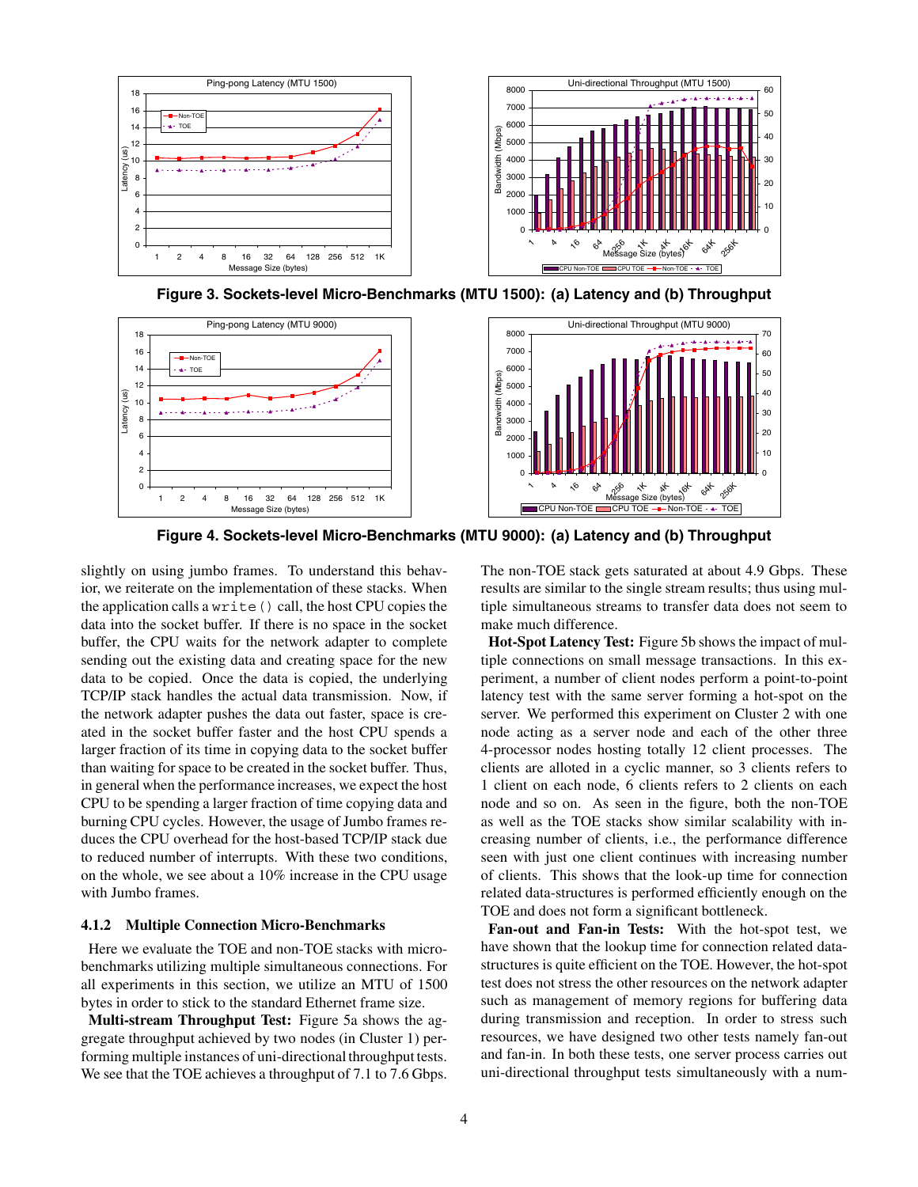**Figure 3. Sockets-level Micro-Benchmarks (MTU 1500): (a) Latency and (b) Throughput**

**Figure 4. Sockets-level Micro-Benchmarks (MTU 9000): (a) Latency and (b) Throughput**

slightly on using jumbo frames. To understand this behavior, we reiterate on the implementation of these stacks. When the application calls a `write()` call, the host CPU copies the data into the socket buffer. If there is no space in the socket buffer, the CPU waits for the network adapter to complete sending out the existing data and creating space for the new data to be copied. Once the data is copied, the underlying TCP/IP stack handles the actual data transmission. Now, if the network adapter pushes the data out faster, space is created in the socket buffer faster and the host CPU spends a larger fraction of its time in copying data to the socket buffer than waiting for space to be created in the socket buffer. Thus, in general when the performance increases, we expect the host CPU to be spending a larger fraction of time copying data and burning CPU cycles. However, the usage of Jumbo frames reduces the CPU overhead for the host-based TCP/IP stack due to reduced number of interrupts. With these two conditions, on the whole, we see about a 10% increase in the CPU usage with Jumbo frames.

### 4.1.2 Multiple Connection Micro-Benchmarks

Here we evaluate the TOE and non-TOE stacks with micro-benchmarks utilizing multiple simultaneous connections. For all experiments in this section, we utilize an MTU of 1500 bytes in order to stick to the standard Ethernet frame size.

**Multi-stream Throughput Test:** Figure 5a shows the aggregate throughput achieved by two nodes (in Cluster 1) performing multiple instances of uni-directional throughput tests. We see that the TOE achieves a throughput of 7.1 to 7.6 Gbps. The non-TOE stack gets saturated at about 4.9 Gbps. These results are similar to the single stream results; thus using multiple simultaneous streams to transfer data does not seem to make much difference.

**Hot-Spot Latency Test:** Figure 5b shows the impact of multiple connections on small message transactions. In this experiment, a number of client nodes perform a point-to-point latency test with the same server forming a hot-spot on the server. We performed this experiment on Cluster 2 with one node acting as a server node and each of the other three 4-processor nodes hosting totally 12 client processes. The clients are alloted in a cyclic manner, so 3 clients refers to 1 client on each node, 6 clients refers to 2 clients on each node and so on. As seen in the figure, both the non-TOE as well as the TOE stacks show similar scalability with increasing number of clients, i.e., the performance difference seen with just one client continues with increasing number of clients. This shows that the look-up time for connection related data-structures is performed efficiently enough on the TOE and does not form a significant bottleneck.

**Fan-out and Fan-in Tests:** With the hot-spot test, we have shown that the lookup time for connection related data-structures is quite efficient on the TOE. However, the hot-spot test does not stress the other resources on the network adapter such as management of memory regions for buffering data during transmission and reception. In order to stress such resources, we have designed two other tests namely fan-out and fan-in. In both these tests, one server process carries out uni-directional throughput tests simultaneously with a num-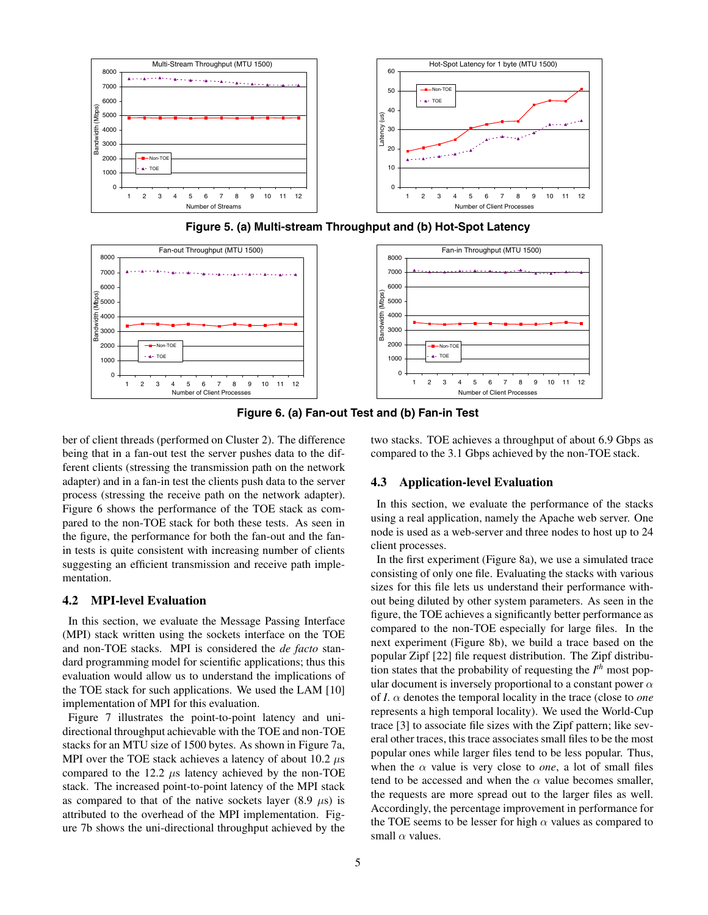Figure 5. (a) Multi-stream Throughput and (b) Hot-Spot Latency

Figure 6. (a) Fan-out Test and (b) Fan-in Test

ber of client threads (performed on Cluster 2). The difference being that in a fan-out test the server pushes data to the different clients (stressing the transmission path on the network adapter) and in a fan-in test the clients push data to the server process (stressing the receive path on the network adapter). Figure 6 shows the performance of the TOE stack as compared to the non-TOE stack for both these tests. As seen in the figure, the performance for both the fan-out and the fan-in tests is quite consistent with increasing number of clients suggesting an efficient transmission and receive path implementation.

### 4.2 MPI-level Evaluation

In this section, we evaluate the Message Passing Interface (MPI) stack written using the sockets interface on the TOE and non-TOE stacks. MPI is considered the *de facto* standard programming model for scientific applications; thus this evaluation would allow us to understand the implications of the TOE stack for such applications. We used the LAM [10] implementation of MPI for this evaluation.

Figure 7 illustrates the point-to-point latency and uni-directional throughput achievable with the TOE and non-TOE stacks for an MTU size of 1500 bytes. As shown in Figure 7a, MPI over the TOE stack achieves a latency of about 10.2 $\mu$s compared to the 12.2 $\mu$s latency achieved by the non-TOE stack. The increased point-to-point latency of the MPI stack as compared to that of the native sockets layer (8.9 $\mu$s) is attributed to the overhead of the MPI implementation. Figure 7b shows the uni-directional throughput achieved by the two stacks. TOE achieves a throughput of about 6.9 Gbps as compared to the 3.1 Gbps achieved by the non-TOE stack.

### 4.3 Application-level Evaluation

In this section, we evaluate the performance of the stacks using a real application, namely the Apache web server. One node is used as a web-server and three nodes to host up to 24 client processes.

In the first experiment (Figure 8a), we use a simulated trace consisting of only one file. Evaluating the stacks with various sizes for this file lets us understand their performance without being diluted by other system parameters. As seen in the figure, the TOE achieves a significantly better performance as compared to the non-TOE especially for large files. In the next experiment (Figure 8b), we build a trace based on the popular Zipf [22] file request distribution. The Zipf distribution states that the probability of requesting the $I^{th}$ most popular document is inversely proportional to a constant power $\alpha$ of $I$. $\alpha$ denotes the temporal locality in the trace (close to *one* represents a high temporal locality). We used the World-Cup trace [3] to associate file sizes with the Zipf pattern; like several other traces, this trace associates small files to be the most popular ones while larger files tend to be less popular. Thus, when the $\alpha$ value is very close to *one*, a lot of small files tend to be accessed and when the $\alpha$ value becomes smaller, the requests are more spread out to the larger files as well. Accordingly, the percentage improvement in performance for the TOE seems to be lesser for high $\alpha$ values as compared to small $\alpha$ values.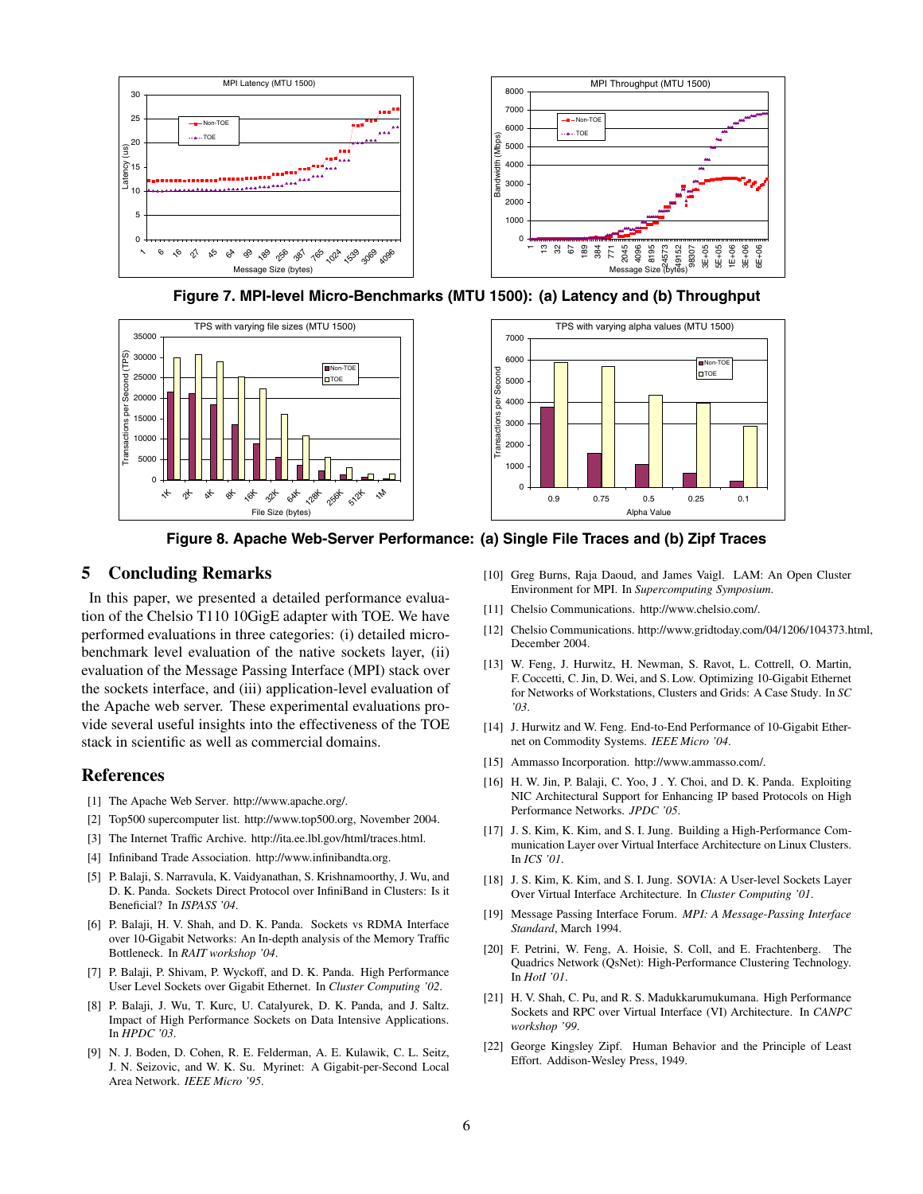MPI Latency (MTU 1500)

Latency (us)

30
25
20
15
10
5
0

Non-TOE
TOE

1 6 16 27 45 64 99 189 256 387 765 1024 1539 3069 4096

Message Size (bytes)

MPI Throughput (MTU 1500)

Bandwidth (Mbps)

8000
7000
6000
5000
4000
3000
2000
1000
0

Non-TOE
TOE

1 13 32 67 189 384 771 2045 4096 8195 24573 49152 98307 3E+05 5E+05 1E+06 3E+06 6E+06

Message Size (bytes)

**Figure 7. MPI-level Micro-Benchmarks (MTU 1500): (a) Latency and (b) Throughput**

TPS with varying file sizes (MTU 1500)

Transactions per Second (TPS)

35000
30000
25000
20000
15000
10000
5000
0

Non-TOE
TOE

1K 2K 4K 8K 16K 32K 64K 128K 256K 512K 1M

File Size (bytes)

TPS with varying alpha values (MTU 1500)

Transactions per Second

7000
6000
5000
4000
3000
2000
1000
0

Non-TOE
TOE

0.9 0.75 0.5 0.25 0.1

Alpha Value

**Figure 8. Apache Web-Server Performance: (a) Single File Traces and (b) Zipf Traces**

## 5 Concluding Remarks

In this paper, we presented a detailed performance evaluation of the Chelsio T110 10GigE adapter with TOE. We have performed evaluations in three categories: (i) detailed micro-benchmark level evaluation of the native sockets layer, (ii) evaluation of the Message Passing Interface (MPI) stack over the sockets interface, and (iii) application-level evaluation of the Apache web server. These experimental evaluations provide several useful insights into the effectiveness of the TOE stack in scientific as well as commercial domains.

## References

[1] The Apache Web Server. http://www.apache.org/.

[2] Top500 supercomputer list. http://www.top500.org, November 2004.

[3] The Internet Traffic Archive. http://ita.ee.lbl.gov/html/traces.html.

[4] Infiniband Trade Association. http://www.infinibandta.org.

[5] P. Balaji, S. Narravula, K. Vaidyanathan, S. Krishnamoorthy, J. Wu, and D. K. Panda. Sockets Direct Protocol over InfiniBand in Clusters: Is it Beneficial? In *ISPASS '04*.

[6] P. Balaji, H. V. Shah, and D. K. Panda. Sockets vs RDMA Interface over 10-Gigabit Networks: An In-depth analysis of the Memory Traffic Bottleneck. In *RAIT workshop '04*.

[7] P. Balaji, P. Shivam, P. Wyckoff, and D. K. Panda. High Performance User Level Sockets over Gigabit Ethernet. In *Cluster Computing '02*.

[8] P. Balaji, J. Wu, T. Kurc, U. Catalyurek, D. K. Panda, and J. Saltz. Impact of High Performance Sockets on Data Intensive Applications. In *HPDC '03*.

[9] N. J. Boden, D. Cohen, R. E. Felderman, A. E. Kulawik, C. L. Seitz, J. N. Seizovic, and W. K. Su. Myrinet: A Gigabit-per-Second Local Area Network. *IEEE Micro '95*.

[10] Greg Burns, Raja Daoud, and James Vaigl. LAM: An Open Cluster Environment for MPI. In *Supercomputing Symposium*.

[11] Chelsio Communications. http://www.chelsio.com/.

[12] Chelsio Communications. http://www.gridtoday.com/04/1206/104373.html, December 2004.

[13] W. Feng, J. Hurwitz, H. Newman, S. Ravot, L. Cottrell, O. Martin, F. Coccetti, C. Jin, D. Wei, and S. Low. Optimizing 10-Gigabit Ethernet for Networks of Workstations, Clusters and Grids: A Case Study. In *SC '03*.

[14] J. Hurwitz and W. Feng. End-to-End Performance of 10-Gigabit Ethernet on Commodity Systems. *IEEE Micro '04*.

[15] Ammasso Incorporation. http://www.ammasso.com/.

[16] H. W. Jin, P. Balaji, C. Yoo, J . Y. Choi, and D. K. Panda. Exploiting NIC Architectural Support for Enhancing IP based Protocols on High Performance Networks. *JPDC '05*.

[17] J. S. Kim, K. Kim, and S. I. Jung. Building a High-Performance Communication Layer over Virtual Interface Architecture on Linux Clusters. In *ICS '01*.

[18] J. S. Kim, K. Kim, and S. I. Jung. SOVIA: A User-level Sockets Layer Over Virtual Interface Architecture. In *Cluster Computing '01*.

[19] Message Passing Interface Forum. *MPI: A Message-Passing Interface Standard*, March 1994.

[20] F. Petrini, W. Feng, A. Hoisie, S. Coll, and E. Frachtenberg. The Quadrics Network (QsNet): High-Performance Clustering Technology. In *HotI '01*.

[21] H. V. Shah, C. Pu, and R. S. Madukkarumukumana. High Performance Sockets and RPC over Virtual Interface (VI) Architecture. In *CANPC workshop '99*.

[22] George Kingsley Zipf. Human Behavior and the Principle of Least Effort. Addison-Wesley Press, 1949.